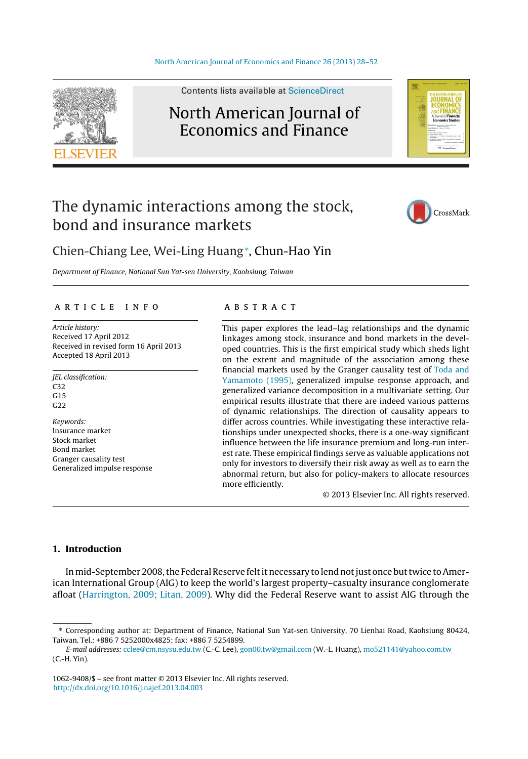# The dynamic interactions among the stock, bond and insurance markets

Chien-Chiang Lee, Wei-Ling Huang*, Chun-Hao Yin

*Department of Finance, National Sun Yat-sen University, Kaohsiung, Taiwan*

## ARTICLE INFO

*Article history:*
Received 17 April 2012
Received in revised form 16 April 2013
Accepted 18 April 2013

*JEL classification:*
C32
G15
G22

*Keywords:*
Insurance market
Stock market
Bond market
Granger causality test
Generalized impulse response

## ABSTRACT

This paper explores the lead–lag relationships and the dynamic linkages among stock, insurance and bond markets in the developed countries. This is the first empirical study which sheds light on the extent and magnitude of the association among these financial markets used by the Granger causality test of Toda and Yamamoto (1995), generalized impulse response approach, and generalized variance decomposition in a multivariate setting. Our empirical results illustrate that there are indeed various patterns of dynamic relationships. The direction of causality appears to differ across countries. While investigating these interactive relationships under unexpected shocks, there is a one-way significant influence between the life insurance premium and long-run interest rate. These empirical findings serve as valuable applications not only for investors to diversify their risk away as well as to earn the abnormal return, but also for policy-makers to allocate resources more efficiently.

© 2013 Elsevier Inc. All rights reserved.

## 1. Introduction

In mid-September 2008, the Federal Reserve felt it necessary to lend not just once but twice to American International Group (AIG) to keep the world's largest property–casualty insurance conglomerate afloat (Harrington, 2009; Litan, 2009). Why did the Federal Reserve want to assist AIG through the

---

* Corresponding author at: Department of Finance, National Sun Yat-sen University, 70 Lienhai Road, Kaohsiung 80424, Taiwan. Tel.: +886 7 5252000x4825; fax: +886 7 5254899.

*E-mail addresses:* cclee@cm.nsysu.edu.tw (C.-C. Lee), gon00.tw@gmail.com (W.-L. Huang), mo521141@yahoo.com.tw (C.-H. Yin).

1062-9408/$ – see front matter © 2013 Elsevier Inc. All rights reserved.
http://dx.doi.org/10.1016/j.najef.2013.04.003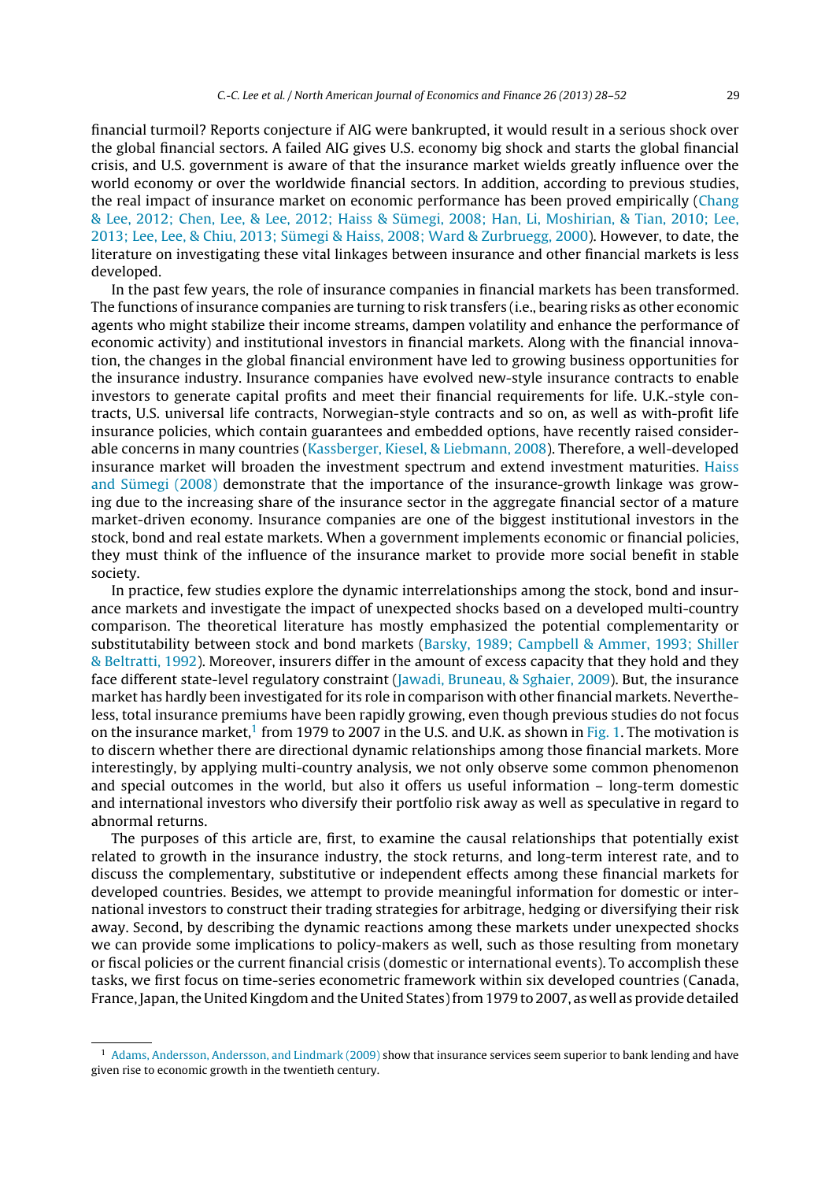financial turmoil? Reports conjecture if AIG were bankrupted, it would result in a serious shock over the global financial sectors. A failed AIG gives U.S. economy big shock and starts the global financial crisis, and U.S. government is aware of that the insurance market wields greatly influence over the world economy or over the worldwide financial sectors. In addition, according to previous studies, the real impact of insurance market on economic performance has been proved empirically (Chang & Lee, 2012; Chen, Lee, & Lee, 2012; Haiss & Sümegi, 2008; Han, Li, Moshirian, & Tian, 2010; Lee, 2013; Lee, Lee, & Chiu, 2013; Sümegi & Haiss, 2008; Ward & Zurbruegg, 2000). However, to date, the literature on investigating these vital linkages between insurance and other financial markets is less developed.

In the past few years, the role of insurance companies in financial markets has been transformed. The functions of insurance companies are turning to risk transfers (i.e., bearing risks as other economic agents who might stabilize their income streams, dampen volatility and enhance the performance of economic activity) and institutional investors in financial markets. Along with the financial innovation, the changes in the global financial environment have led to growing business opportunities for the insurance industry. Insurance companies have evolved new-style insurance contracts to enable investors to generate capital profits and meet their financial requirements for life. U.K.-style contracts, U.S. universal life contracts, Norwegian-style contracts and so on, as well as with-profit life insurance policies, which contain guarantees and embedded options, have recently raised considerable concerns in many countries (Kassberger, Kiesel, & Liebmann, 2008). Therefore, a well-developed insurance market will broaden the investment spectrum and extend investment maturities. Haiss and Sümegi (2008) demonstrate that the importance of the insurance-growth linkage was growing due to the increasing share of the insurance sector in the aggregate financial sector of a mature market-driven economy. Insurance companies are one of the biggest institutional investors in the stock, bond and real estate markets. When a government implements economic or financial policies, they must think of the influence of the insurance market to provide more social benefit in stable society.

In practice, few studies explore the dynamic interrelationships among the stock, bond and insurance markets and investigate the impact of unexpected shocks based on a developed multi-country comparison. The theoretical literature has mostly emphasized the potential complementarity or substitutability between stock and bond markets (Barsky, 1989; Campbell & Ammer, 1993; Shiller & Beltratti, 1992). Moreover, insurers differ in the amount of excess capacity that they hold and they face different state-level regulatory constraint (Jawadi, Bruneau, & Sghaier, 2009). But, the insurance market has hardly been investigated for its role in comparison with other financial markets. Nevertheless, total insurance premiums have been rapidly growing, even though previous studies do not focus on the insurance market,[1] from 1979 to 2007 in the U.S. and U.K. as shown in Fig. 1. The motivation is to discern whether there are directional dynamic relationships among those financial markets. More interestingly, by applying multi-country analysis, we not only observe some common phenomenon and special outcomes in the world, but also it offers us useful information – long-term domestic and international investors who diversify their portfolio risk away as well as speculative in regard to abnormal returns.

The purposes of this article are, first, to examine the causal relationships that potentially exist related to growth in the insurance industry, the stock returns, and long-term interest rate, and to discuss the complementary, substitutive or independent effects among these financial markets for developed countries. Besides, we attempt to provide meaningful information for domestic or international investors to construct their trading strategies for arbitrage, hedging or diversifying their risk away. Second, by describing the dynamic reactions among these markets under unexpected shocks we can provide some implications to policy-makers as well, such as those resulting from monetary or fiscal policies or the current financial crisis (domestic or international events). To accomplish these tasks, we first focus on time-series econometric framework within six developed countries (Canada, France, Japan, the United Kingdom and the United States) from 1979 to 2007, as well as provide detailed

[1] Adams, Andersson, Andersson, and Lindmark (2009) show that insurance services seem superior to bank lending and have given rise to economic growth in the twentieth century.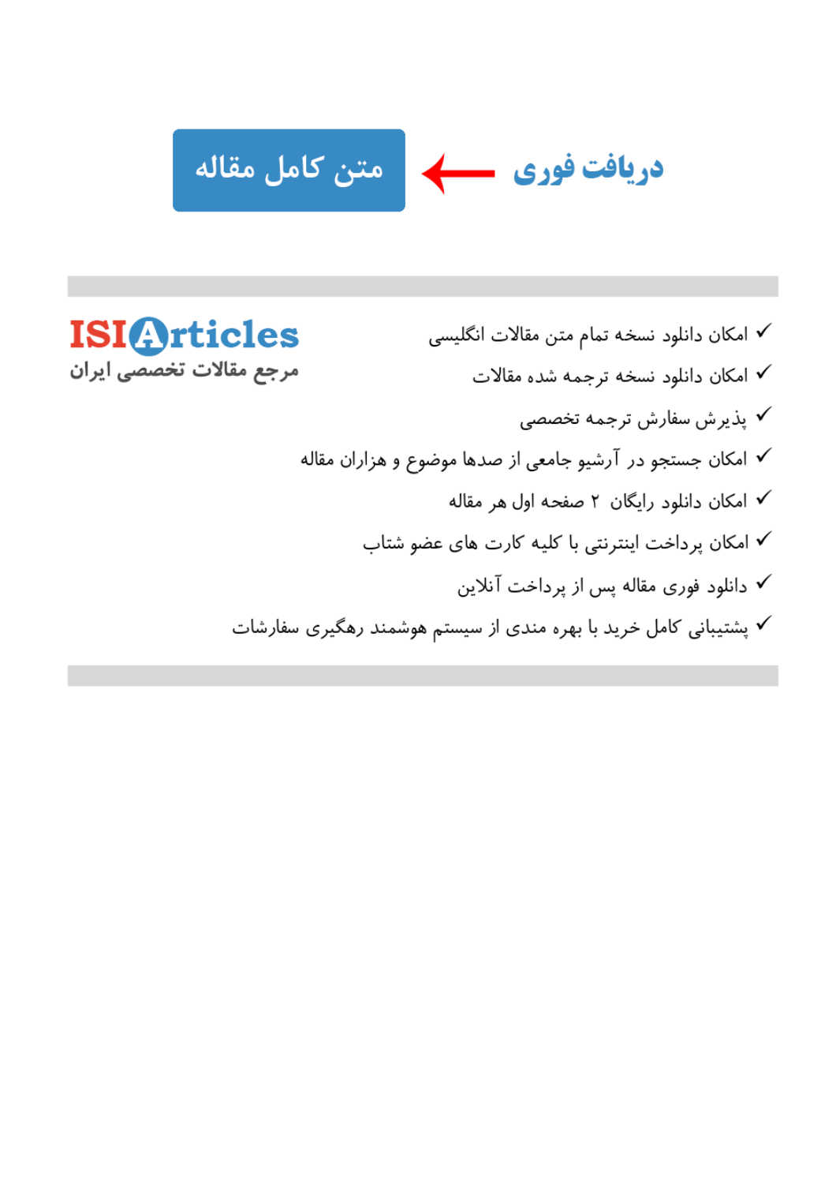دریافت فوری ← **متن کامل مقاله**

**ISIArticles**
مرجع مقالات تخصصی ایران

- ✓ امکان دانلود نسخه تمام متن مقالات انگلیسی
- ✓ امکان دانلود نسخه ترجمه شده مقالات
- ✓ پذیرش سفارش ترجمه تخصصی
- ✓ امکان جستجو در آرشیو جامعی از صدها موضوع و هزاران مقاله
- ✓ امکان دانلود رایگان ۲ صفحه اول هر مقاله
- ✓ امکان پرداخت اینترنتی با کلیه کارت های عضو شتاب
- ✓ دانلود فوری مقاله پس از پرداخت آنلاین
- ✓ پشتیبانی کامل خرید با بهره مندی از سیستم هوشمند رهگیری سفارشات